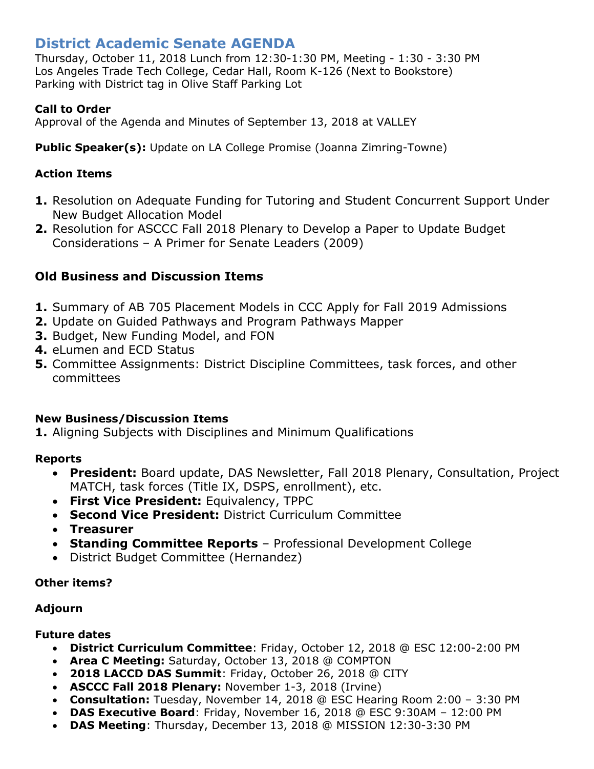# District Academic Senate AGENDA

Thursday, October 11, 2018 Lunch from 12:30-1:30 PM, Meeting - 1:30 - 3:30 PM
Los Angeles Trade Tech College, Cedar Hall, Room K-126 (Next to Bookstore)
Parking with District tag in Olive Staff Parking Lot

**Call to Order**
Approval of the Agenda and Minutes of September 13, 2018 at VALLEY

**Public Speaker(s):** Update on LA College Promise (Joanna Zimring-Towne)

**Action Items**

1. Resolution on Adequate Funding for Tutoring and Student Concurrent Support Under New Budget Allocation Model
2. Resolution for ASCCC Fall 2018 Plenary to Develop a Paper to Update Budget Considerations – A Primer for Senate Leaders (2009)

### Old Business and Discussion Items

1. Summary of AB 705 Placement Models in CCC Apply for Fall 2019 Admissions
2. Update on Guided Pathways and Program Pathways Mapper
3. Budget, New Funding Model, and FON
4. eLumen and ECD Status
5. Committee Assignments: District Discipline Committees, task forces, and other committees

**New Business/Discussion Items**

1. Aligning Subjects with Disciplines and Minimum Qualifications

**Reports**

- **President:** Board update, DAS Newsletter, Fall 2018 Plenary, Consultation, Project MATCH, task forces (Title IX, DSPS, enrollment), etc.
- **First Vice President:** Equivalency, TPPC
- **Second Vice President:** District Curriculum Committee
- **Treasurer**
- **Standing Committee Reports** – Professional Development College
- District Budget Committee (Hernandez)

**Other items?**

**Adjourn**

**Future dates**

- **District Curriculum Committee**: Friday, October 12, 2018 @ ESC 12:00-2:00 PM
- **Area C Meeting:** Saturday, October 13, 2018 @ COMPTON
- **2018 LACCD DAS Summit**: Friday, October 26, 2018 @ CITY
- **ASCCC Fall 2018 Plenary:** November 1-3, 2018 (Irvine)
- **Consultation:** Tuesday, November 14, 2018 @ ESC Hearing Room 2:00 – 3:30 PM
- **DAS Executive Board**: Friday, November 16, 2018 @ ESC 9:30AM – 12:00 PM
- **DAS Meeting**: Thursday, December 13, 2018 @ MISSION 12:30-3:30 PM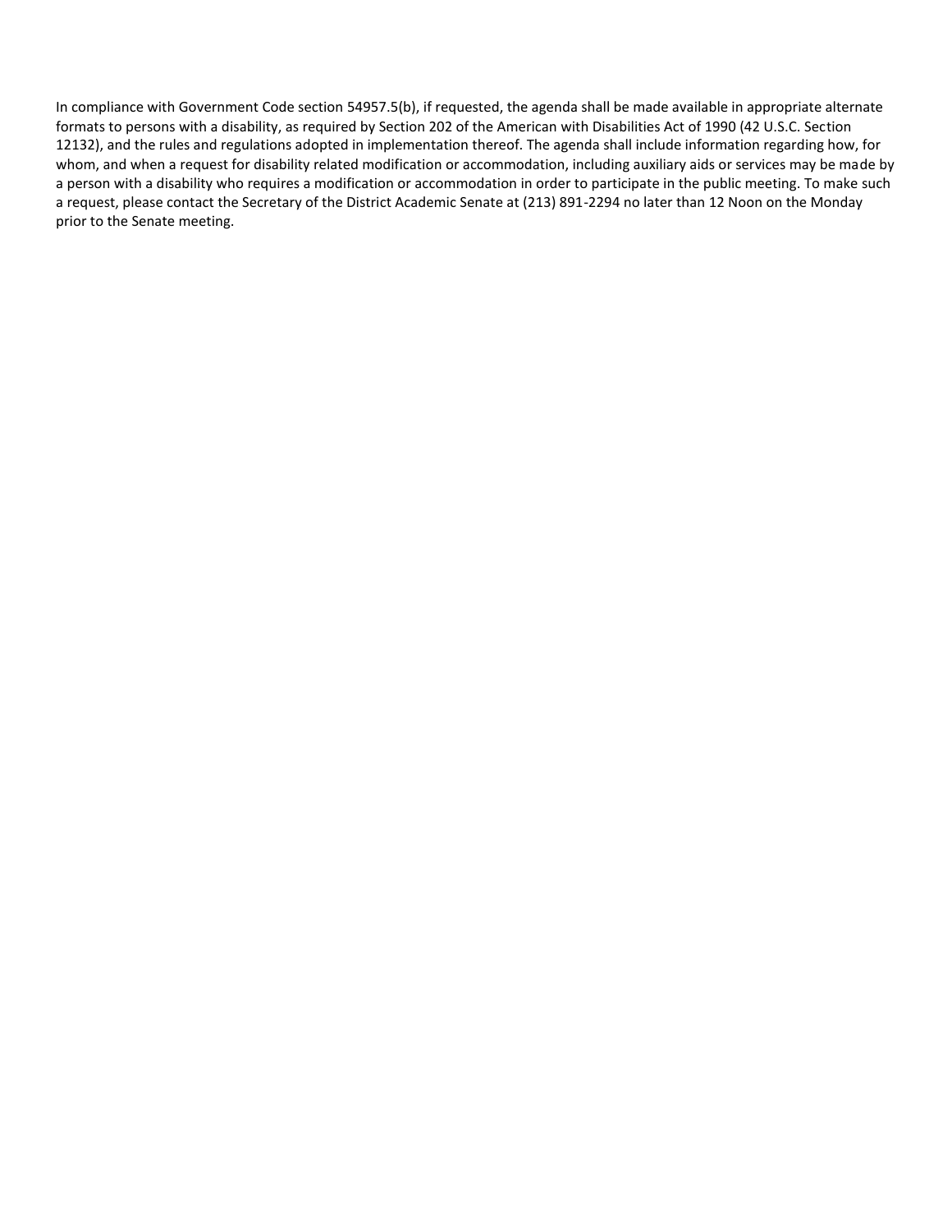In compliance with Government Code section 54957.5(b), if requested, the agenda shall be made available in appropriate alternate formats to persons with a disability, as required by Section 202 of the American with Disabilities Act of 1990 (42 U.S.C. Section 12132), and the rules and regulations adopted in implementation thereof. The agenda shall include information regarding how, for whom, and when a request for disability related modification or accommodation, including auxiliary aids or services may be made by a person with a disability who requires a modification or accommodation in order to participate in the public meeting. To make such a request, please contact the Secretary of the District Academic Senate at (213) 891-2294 no later than 12 Noon on the Monday prior to the Senate meeting.